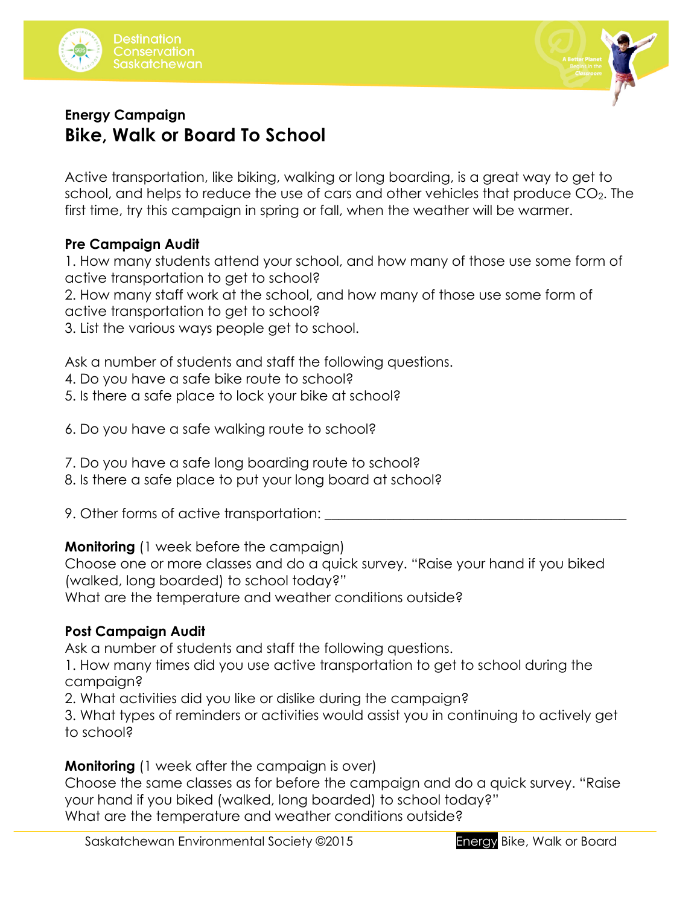Destination Conservation Saskatchewan

**Energy Campaign**

# Bike, Walk or Board To School

Active transportation, like biking, walking or long boarding, is a great way to get to school, and helps to reduce the use of cars and other vehicles that produce $CO_2$. The first time, try this campaign in spring or fall, when the weather will be warmer.

**Pre Campaign Audit**

1. How many students attend your school, and how many of those use some form of active transportation to get to school?
2. How many staff work at the school, and how many of those use some form of active transportation to get to school?
3. List the various ways people get to school.

Ask a number of students and staff the following questions.

4. Do you have a safe bike route to school?
5. Is there a safe place to lock your bike at school?

6. Do you have a safe walking route to school?

7. Do you have a safe long boarding route to school?
8. Is there a safe place to put your long board at school?

9. Other forms of active transportation: ____________________________________________

**Monitoring** (1 week before the campaign)

Choose one or more classes and do a quick survey. "Raise your hand if you biked (walked, long boarded) to school today?"

What are the temperature and weather conditions outside?

**Post Campaign Audit**

Ask a number of students and staff the following questions.

1. How many times did you use active transportation to get to school during the campaign?
2. What activities did you like or dislike during the campaign?
3. What types of reminders or activities would assist you in continuing to actively get to school?

**Monitoring** (1 week after the campaign is over)

Choose the same classes as for before the campaign and do a quick survey. "Raise your hand if you biked (walked, long boarded) to school today?"

What are the temperature and weather conditions outside?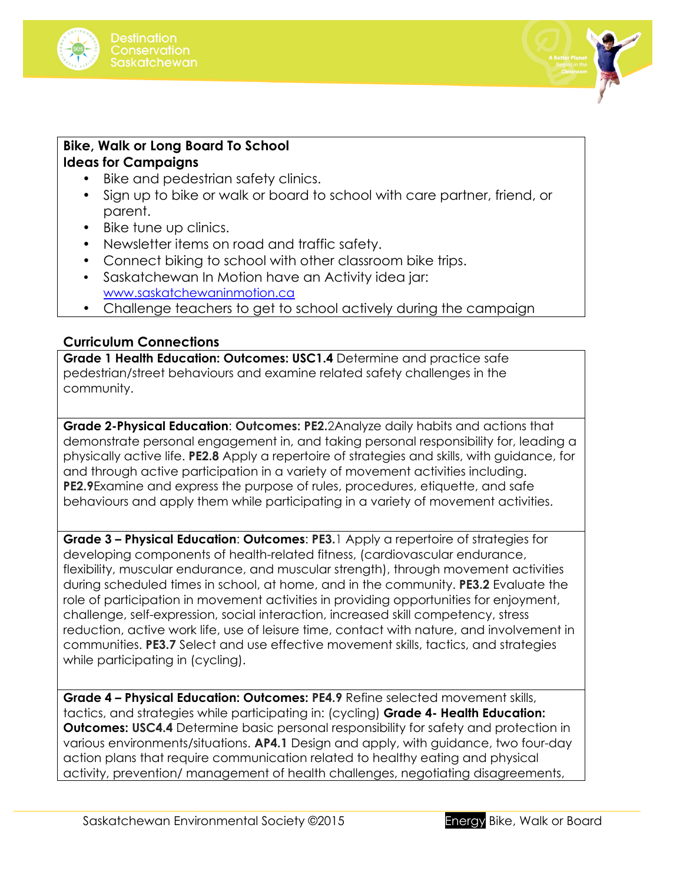**Bike, Walk or Long Board To School**
**Ideas for Campaigns**

- Bike and pedestrian safety clinics.
- Sign up to bike or walk or board to school with care partner, friend, or parent.
- Bike tune up clinics.
- Newsletter items on road and traffic safety.
- Connect biking to school with other classroom bike trips.
- Saskatchewan In Motion have an Activity idea jar: www.saskatchewaninmotion.ca
- Challenge teachers to get to school actively during the campaign

## Curriculum Connections

**Grade 1 Health Education: Outcomes: USC1.4** Determine and practice safe pedestrian/street behaviours and examine related safety challenges in the community.

**Grade 2-Physical Education**: **Outcomes: PE2.**2Analyze daily habits and actions that demonstrate personal engagement in, and taking personal responsibility for, leading a physically active life. **PE2.8** Apply a repertoire of strategies and skills, with guidance, for and through active participation in a variety of movement activities including. **PE2.9**Examine and express the purpose of rules, procedures, etiquette, and safe behaviours and apply them while participating in a variety of movement activities.

**Grade 3 – Physical Education**: **Outcomes**: **PE3.**1 Apply a repertoire of strategies for developing components of health-related fitness, (cardiovascular endurance, flexibility, muscular endurance, and muscular strength), through movement activities during scheduled times in school, at home, and in the community. **PE3.2** Evaluate the role of participation in movement activities in providing opportunities for enjoyment, challenge, self-expression, social interaction, increased skill competency, stress reduction, active work life, use of leisure time, contact with nature, and involvement in communities. **PE3.7** Select and use effective movement skills, tactics, and strategies while participating in (cycling).

**Grade 4 – Physical Education: Outcomes: PE4.9** Refine selected movement skills, tactics, and strategies while participating in: (cycling) **Grade 4- Health Education: Outcomes: USC4.4** Determine basic personal responsibility for safety and protection in various environments/situations. **AP4.1** Design and apply, with guidance, two four-day action plans that require communication related to healthy eating and physical activity, prevention/ management of health challenges, negotiating disagreements,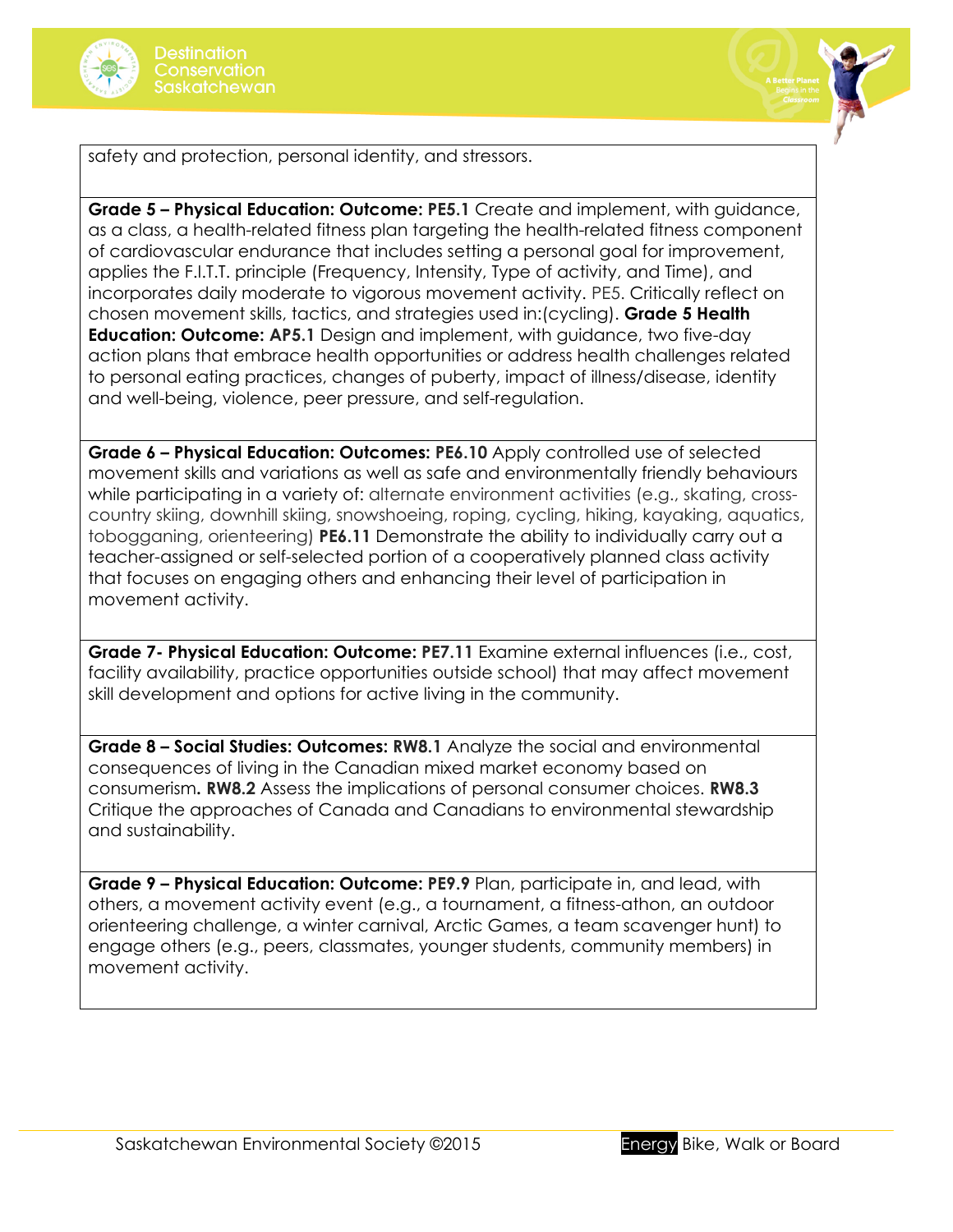| |
|---|
| safety and protection, personal identity, and stressors. |
| **Grade 5 – Physical Education: Outcome: PE5.1** Create and implement, with guidance, as a class, a health-related fitness plan targeting the health-related fitness component of cardiovascular endurance that includes setting a personal goal for improvement, applies the F.I.T.T. principle (Frequency, Intensity, Type of activity, and Time), and incorporates daily moderate to vigorous movement activity. PE5. Critically reflect on chosen movement skills, tactics, and strategies used in:(cycling). **Grade 5 Health Education: Outcome: AP5.1** Design and implement, with guidance, two five-day action plans that embrace health opportunities or address health challenges related to personal eating practices, changes of puberty, impact of illness/disease, identity and well-being, violence, peer pressure, and self-regulation. |
| **Grade 6 – Physical Education: Outcomes: PE6.10** Apply controlled use of selected movement skills and variations as well as safe and environmentally friendly behaviours while participating in a variety of: alternate environment activities (e.g., skating, cross-country skiing, downhill skiing, snowshoeing, roping, cycling, hiking, kayaking, aquatics, tobogganing, orienteering) **PE6.11** Demonstrate the ability to individually carry out a teacher-assigned or self-selected portion of a cooperatively planned class activity that focuses on engaging others and enhancing their level of participation in movement activity. |
| **Grade 7- Physical Education: Outcome: PE7.11** Examine external influences (i.e., cost, facility availability, practice opportunities outside school) that may affect movement skill development and options for active living in the community. |
| **Grade 8 – Social Studies: Outcomes: RW8.1** Analyze the social and environmental consequences of living in the Canadian mixed market economy based on consumerism**. RW8.2** Assess the implications of personal consumer choices. **RW8.3** Critique the approaches of Canada and Canadians to environmental stewardship and sustainability. |
| **Grade 9 – Physical Education: Outcome: PE9.9** Plan, participate in, and lead, with others, a movement activity event (e.g., a tournament, a fitness-athon, an outdoor orienteering challenge, a winter carnival, Arctic Games, a team scavenger hunt) to engage others (e.g., peers, classmates, younger students, community members) in movement activity. |